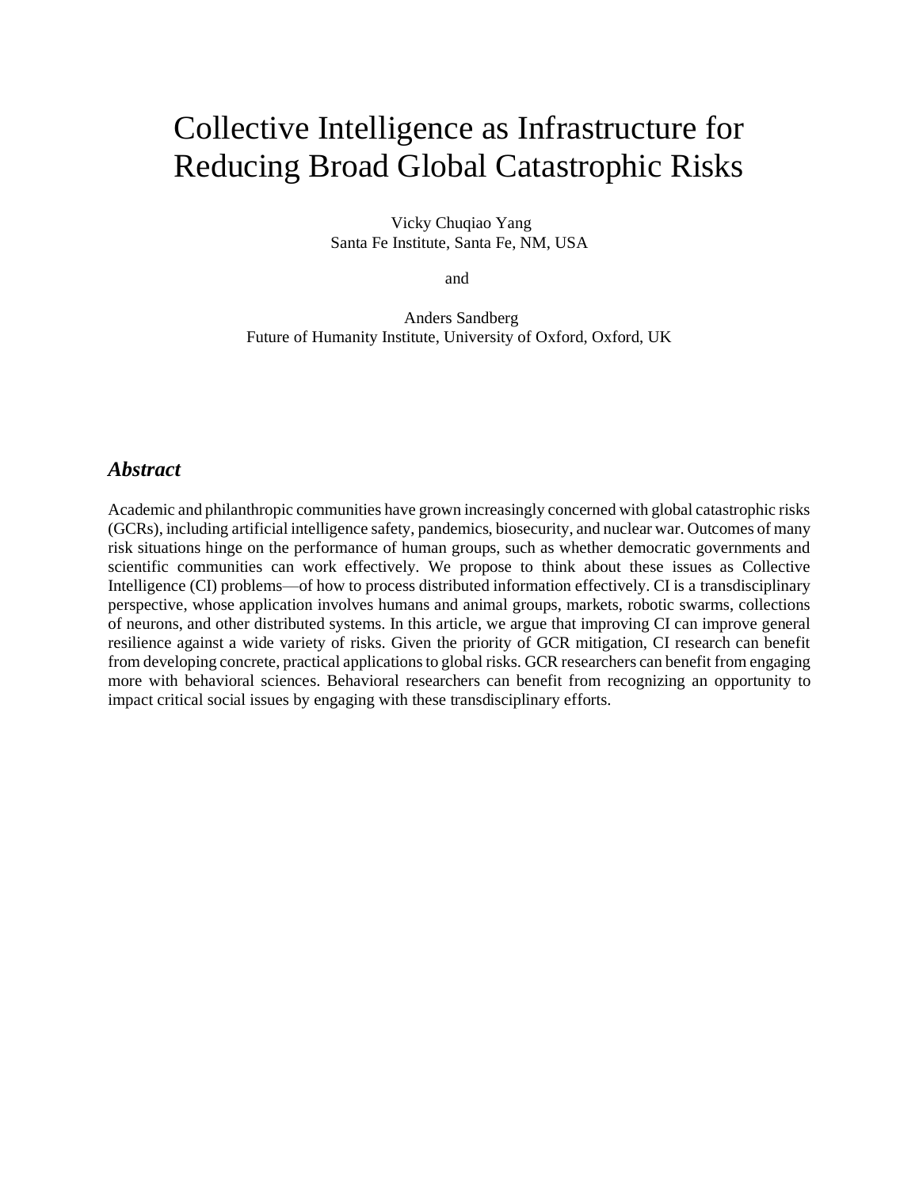# Collective Intelligence as Infrastructure for Reducing Broad Global Catastrophic Risks

Vicky Chuqiao Yang
Santa Fe Institute, Santa Fe, NM, USA

and

Anders Sandberg
Future of Humanity Institute, University of Oxford, Oxford, UK

## *Abstract*

Academic and philanthropic communities have grown increasingly concerned with global catastrophic risks (GCRs), including artificial intelligence safety, pandemics, biosecurity, and nuclear war. Outcomes of many risk situations hinge on the performance of human groups, such as whether democratic governments and scientific communities can work effectively. We propose to think about these issues as Collective Intelligence (CI) problems—of how to process distributed information effectively. CI is a transdisciplinary perspective, whose application involves humans and animal groups, markets, robotic swarms, collections of neurons, and other distributed systems. In this article, we argue that improving CI can improve general resilience against a wide variety of risks. Given the priority of GCR mitigation, CI research can benefit from developing concrete, practical applications to global risks. GCR researchers can benefit from engaging more with behavioral sciences. Behavioral researchers can benefit from recognizing an opportunity to impact critical social issues by engaging with these transdisciplinary efforts.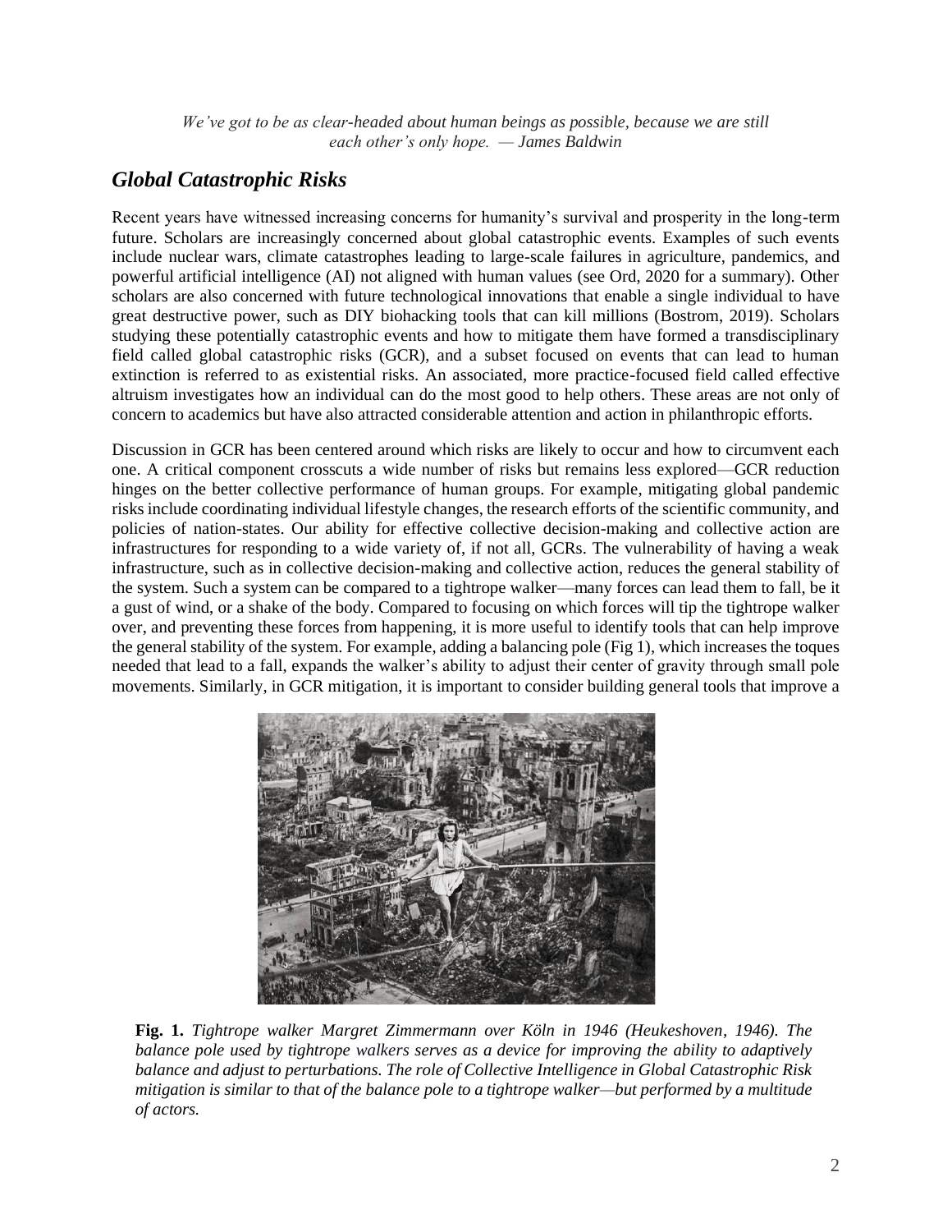*We've got to be as clear-headed about human beings as possible, because we are still each other's only hope. — James Baldwin*

## *Global Catastrophic Risks*

Recent years have witnessed increasing concerns for humanity's survival and prosperity in the long-term future. Scholars are increasingly concerned about global catastrophic events. Examples of such events include nuclear wars, climate catastrophes leading to large-scale failures in agriculture, pandemics, and powerful artificial intelligence (AI) not aligned with human values (see Ord, 2020 for a summary). Other scholars are also concerned with future technological innovations that enable a single individual to have great destructive power, such as DIY biohacking tools that can kill millions (Bostrom, 2019). Scholars studying these potentially catastrophic events and how to mitigate them have formed a transdisciplinary field called global catastrophic risks (GCR), and a subset focused on events that can lead to human extinction is referred to as existential risks. An associated, more practice-focused field called effective altruism investigates how an individual can do the most good to help others. These areas are not only of concern to academics but have also attracted considerable attention and action in philanthropic efforts.

Discussion in GCR has been centered around which risks are likely to occur and how to circumvent each one. A critical component crosscuts a wide number of risks but remains less explored—GCR reduction hinges on the better collective performance of human groups. For example, mitigating global pandemic risks include coordinating individual lifestyle changes, the research efforts of the scientific community, and policies of nation-states. Our ability for effective collective decision-making and collective action are infrastructures for responding to a wide variety of, if not all, GCRs. The vulnerability of having a weak infrastructure, such as in collective decision-making and collective action, reduces the general stability of the system. Such a system can be compared to a tightrope walker—many forces can lead them to fall, be it a gust of wind, or a shake of the body. Compared to focusing on which forces will tip the tightrope walker over, and preventing these forces from happening, it is more useful to identify tools that can help improve the general stability of the system. For example, adding a balancing pole (Fig 1), which increases the toques needed that lead to a fall, expands the walker's ability to adjust their center of gravity through small pole movements. Similarly, in GCR mitigation, it is important to consider building general tools that improve a

**Fig. 1.** *Tightrope walker Margret Zimmermann over Köln in 1946 (Heukeshoven, 1946). The balance pole used by tightrope walkers serves as a device for improving the ability to adaptively balance and adjust to perturbations. The role of Collective Intelligence in Global Catastrophic Risk mitigation is similar to that of the balance pole to a tightrope walker—but performed by a multitude of actors.*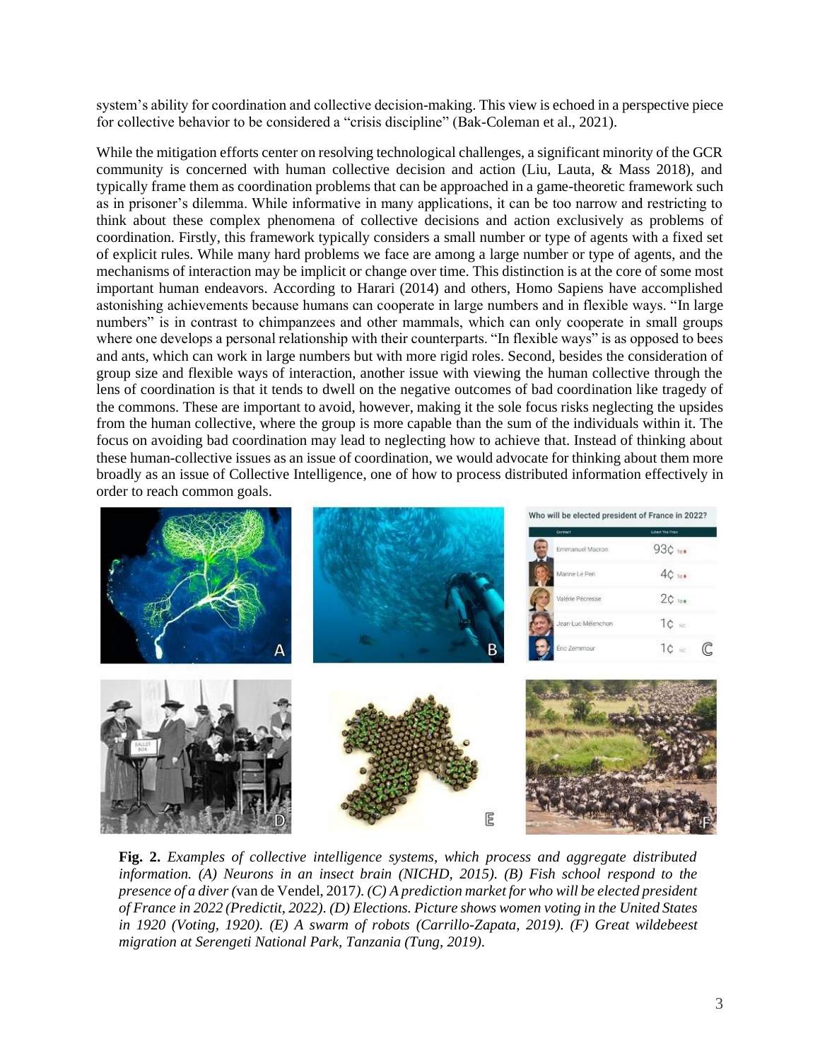system's ability for coordination and collective decision-making. This view is echoed in a perspective piece for collective behavior to be considered a "crisis discipline" (Bak-Coleman et al., 2021).

While the mitigation efforts center on resolving technological challenges, a significant minority of the GCR community is concerned with human collective decision and action (Liu, Lauta, & Mass 2018), and typically frame them as coordination problems that can be approached in a game-theoretic framework such as in prisoner's dilemma. While informative in many applications, it can be too narrow and restricting to think about these complex phenomena of collective decisions and action exclusively as problems of coordination. Firstly, this framework typically considers a small number or type of agents with a fixed set of explicit rules. While many hard problems we face are among a large number or type of agents, and the mechanisms of interaction may be implicit or change over time. This distinction is at the core of some most important human endeavors. According to Harari (2014) and others, Homo Sapiens have accomplished astonishing achievements because humans can cooperate in large numbers and in flexible ways. "In large numbers" is in contrast to chimpanzees and other mammals, which can only cooperate in small groups where one develops a personal relationship with their counterparts. "In flexible ways" is as opposed to bees and ants, which can work in large numbers but with more rigid roles. Second, besides the consideration of group size and flexible ways of interaction, another issue with viewing the human collective through the lens of coordination is that it tends to dwell on the negative outcomes of bad coordination like tragedy of the commons. These are important to avoid, however, making it the sole focus risks neglecting the upsides from the human collective, where the group is more capable than the sum of the individuals within it. The focus on avoiding bad coordination may lead to neglecting how to achieve that. Instead of thinking about these human-collective issues as an issue of coordination, we would advocate for thinking about them more broadly as an issue of Collective Intelligence, one of how to process distributed information effectively in order to reach common goals.

**Fig. 2.** *Examples of collective intelligence systems, which process and aggregate distributed information. (A) Neurons in an insect brain (NICHD, 2015). (B) Fish school respond to the presence of a diver (*van de Vendel, 2017*). (C) A prediction market for who will be elected president of France in 2022 (Predictit, 2022). (D) Elections. Picture shows women voting in the United States in 1920 (Voting, 1920). (E) A swarm of robots (Carrillo-Zapata, 2019). (F) Great wildebeest migration at Serengeti National Park, Tanzania (Tung, 2019).*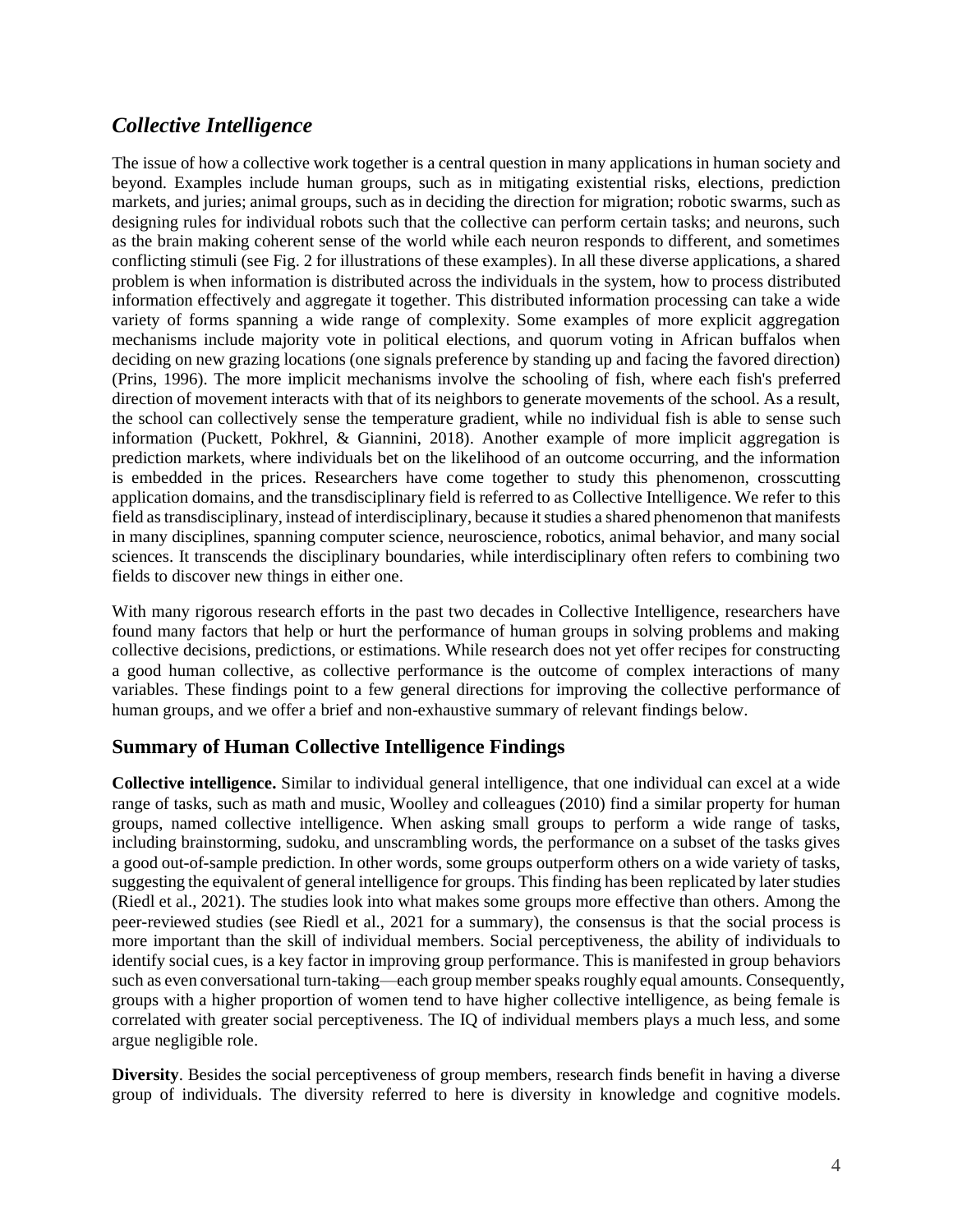## *Collective Intelligence*

The issue of how a collective work together is a central question in many applications in human society and beyond. Examples include human groups, such as in mitigating existential risks, elections, prediction markets, and juries; animal groups, such as in deciding the direction for migration; robotic swarms, such as designing rules for individual robots such that the collective can perform certain tasks; and neurons, such as the brain making coherent sense of the world while each neuron responds to different, and sometimes conflicting stimuli (see Fig. 2 for illustrations of these examples). In all these diverse applications, a shared problem is when information is distributed across the individuals in the system, how to process distributed information effectively and aggregate it together. This distributed information processing can take a wide variety of forms spanning a wide range of complexity. Some examples of more explicit aggregation mechanisms include majority vote in political elections, and quorum voting in African buffalos when deciding on new grazing locations (one signals preference by standing up and facing the favored direction) (Prins, 1996). The more implicit mechanisms involve the schooling of fish, where each fish's preferred direction of movement interacts with that of its neighbors to generate movements of the school. As a result, the school can collectively sense the temperature gradient, while no individual fish is able to sense such information (Puckett, Pokhrel, & Giannini, 2018). Another example of more implicit aggregation is prediction markets, where individuals bet on the likelihood of an outcome occurring, and the information is embedded in the prices. Researchers have come together to study this phenomenon, crosscutting application domains, and the transdisciplinary field is referred to as Collective Intelligence. We refer to this field as transdisciplinary, instead of interdisciplinary, because it studies a shared phenomenon that manifests in many disciplines, spanning computer science, neuroscience, robotics, animal behavior, and many social sciences. It transcends the disciplinary boundaries, while interdisciplinary often refers to combining two fields to discover new things in either one.

With many rigorous research efforts in the past two decades in Collective Intelligence, researchers have found many factors that help or hurt the performance of human groups in solving problems and making collective decisions, predictions, or estimations. While research does not yet offer recipes for constructing a good human collective, as collective performance is the outcome of complex interactions of many variables. These findings point to a few general directions for improving the collective performance of human groups, and we offer a brief and non-exhaustive summary of relevant findings below.

### Summary of Human Collective Intelligence Findings

**Collective intelligence.** Similar to individual general intelligence, that one individual can excel at a wide range of tasks, such as math and music, Woolley and colleagues (2010) find a similar property for human groups, named collective intelligence. When asking small groups to perform a wide range of tasks, including brainstorming, sudoku, and unscrambling words, the performance on a subset of the tasks gives a good out-of-sample prediction. In other words, some groups outperform others on a wide variety of tasks, suggesting the equivalent of general intelligence for groups. This finding has been replicated by later studies (Riedl et al., 2021). The studies look into what makes some groups more effective than others. Among the peer-reviewed studies (see Riedl et al., 2021 for a summary), the consensus is that the social process is more important than the skill of individual members. Social perceptiveness, the ability of individuals to identify social cues, is a key factor in improving group performance. This is manifested in group behaviors such as even conversational turn-taking—each group member speaks roughly equal amounts. Consequently, groups with a higher proportion of women tend to have higher collective intelligence, as being female is correlated with greater social perceptiveness. The IQ of individual members plays a much less, and some argue negligible role.

**Diversity**. Besides the social perceptiveness of group members, research finds benefit in having a diverse group of individuals. The diversity referred to here is diversity in knowledge and cognitive models.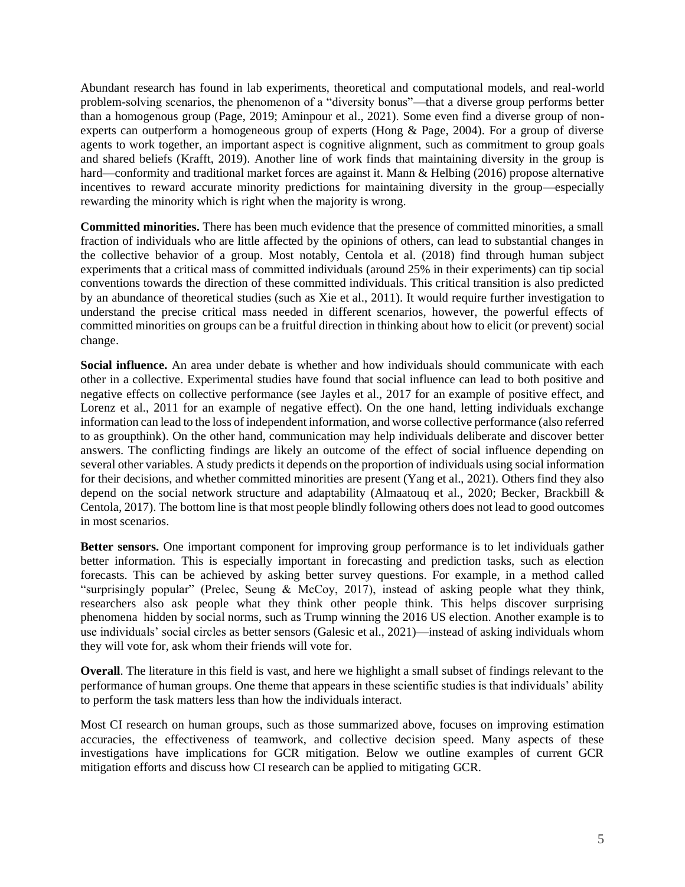Abundant research has found in lab experiments, theoretical and computational models, and real-world problem-solving scenarios, the phenomenon of a "diversity bonus"—that a diverse group performs better than a homogenous group (Page, 2019; Aminpour et al., 2021). Some even find a diverse group of non-experts can outperform a homogeneous group of experts (Hong & Page, 2004). For a group of diverse agents to work together, an important aspect is cognitive alignment, such as commitment to group goals and shared beliefs (Krafft, 2019). Another line of work finds that maintaining diversity in the group is hard—conformity and traditional market forces are against it. Mann & Helbing (2016) propose alternative incentives to reward accurate minority predictions for maintaining diversity in the group—especially rewarding the minority which is right when the majority is wrong.

**Committed minorities.** There has been much evidence that the presence of committed minorities, a small fraction of individuals who are little affected by the opinions of others, can lead to substantial changes in the collective behavior of a group. Most notably, Centola et al. (2018) find through human subject experiments that a critical mass of committed individuals (around 25% in their experiments) can tip social conventions towards the direction of these committed individuals. This critical transition is also predicted by an abundance of theoretical studies (such as Xie et al., 2011). It would require further investigation to understand the precise critical mass needed in different scenarios, however, the powerful effects of committed minorities on groups can be a fruitful direction in thinking about how to elicit (or prevent) social change.

**Social influence.** An area under debate is whether and how individuals should communicate with each other in a collective. Experimental studies have found that social influence can lead to both positive and negative effects on collective performance (see Jayles et al., 2017 for an example of positive effect, and Lorenz et al., 2011 for an example of negative effect). On the one hand, letting individuals exchange information can lead to the loss of independent information, and worse collective performance (also referred to as groupthink). On the other hand, communication may help individuals deliberate and discover better answers. The conflicting findings are likely an outcome of the effect of social influence depending on several other variables. A study predicts it depends on the proportion of individuals using social information for their decisions, and whether committed minorities are present (Yang et al., 2021). Others find they also depend on the social network structure and adaptability (Almaatouq et al., 2020; Becker, Brackbill & Centola, 2017). The bottom line is that most people blindly following others does not lead to good outcomes in most scenarios.

**Better sensors.** One important component for improving group performance is to let individuals gather better information. This is especially important in forecasting and prediction tasks, such as election forecasts. This can be achieved by asking better survey questions. For example, in a method called "surprisingly popular" (Prelec, Seung & McCoy, 2017), instead of asking people what they think, researchers also ask people what they think other people think. This helps discover surprising phenomena hidden by social norms, such as Trump winning the 2016 US election. Another example is to use individuals' social circles as better sensors (Galesic et al., 2021)—instead of asking individuals whom they will vote for, ask whom their friends will vote for.

**Overall**. The literature in this field is vast, and here we highlight a small subset of findings relevant to the performance of human groups. One theme that appears in these scientific studies is that individuals' ability to perform the task matters less than how the individuals interact.

Most CI research on human groups, such as those summarized above, focuses on improving estimation accuracies, the effectiveness of teamwork, and collective decision speed. Many aspects of these investigations have implications for GCR mitigation. Below we outline examples of current GCR mitigation efforts and discuss how CI research can be applied to mitigating GCR.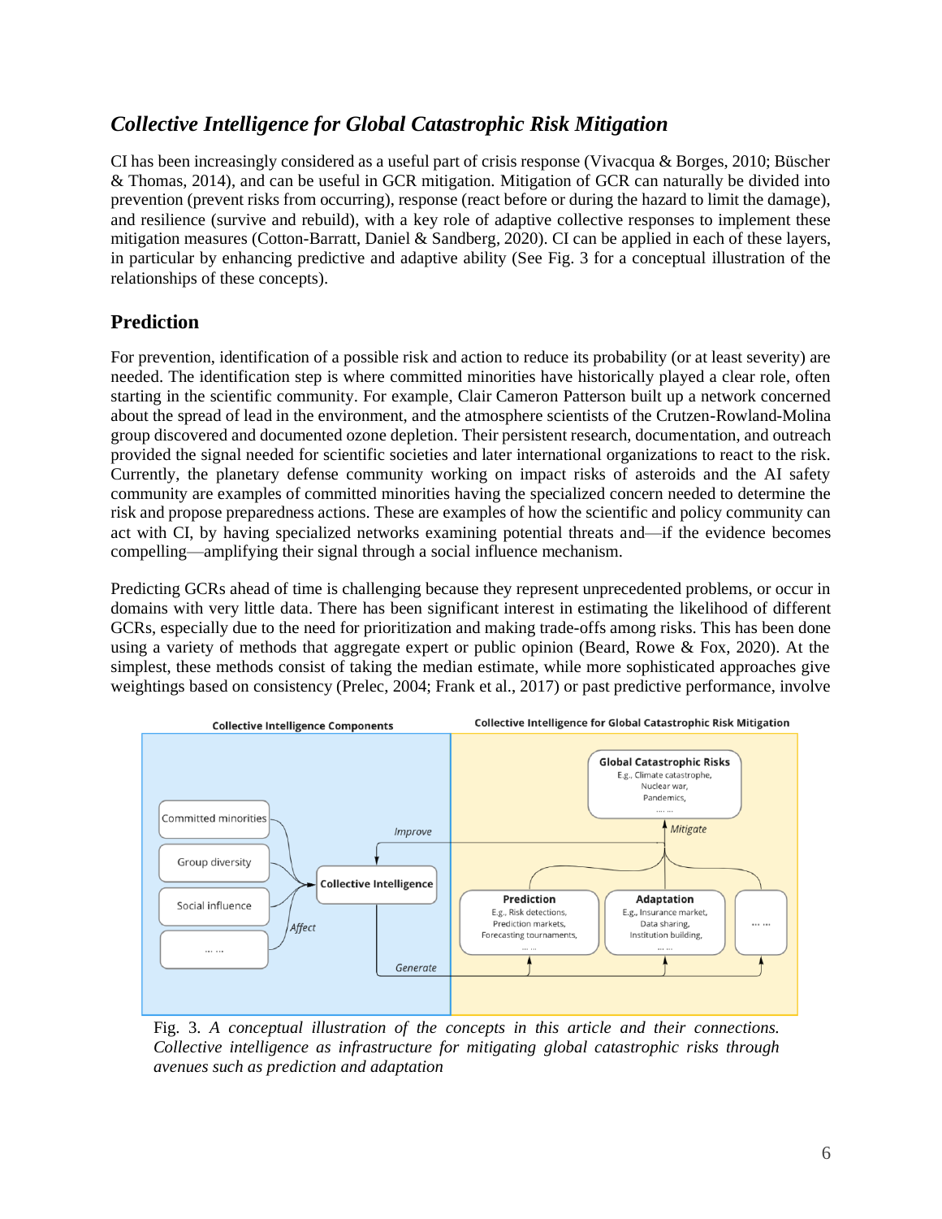## *Collective Intelligence for Global Catastrophic Risk Mitigation*

CI has been increasingly considered as a useful part of crisis response (Vivacqua & Borges, 2010; Büscher & Thomas, 2014), and can be useful in GCR mitigation. Mitigation of GCR can naturally be divided into prevention (prevent risks from occurring), response (react before or during the hazard to limit the damage), and resilience (survive and rebuild), with a key role of adaptive collective responses to implement these mitigation measures (Cotton-Barratt, Daniel & Sandberg, 2020). CI can be applied in each of these layers, in particular by enhancing predictive and adaptive ability (See Fig. 3 for a conceptual illustration of the relationships of these concepts).

### Prediction

For prevention, identification of a possible risk and action to reduce its probability (or at least severity) are needed. The identification step is where committed minorities have historically played a clear role, often starting in the scientific community. For example, Clair Cameron Patterson built up a network concerned about the spread of lead in the environment, and the atmosphere scientists of the Crutzen-Rowland-Molina group discovered and documented ozone depletion. Their persistent research, documentation, and outreach provided the signal needed for scientific societies and later international organizations to react to the risk. Currently, the planetary defense community working on impact risks of asteroids and the AI safety community are examples of committed minorities having the specialized concern needed to determine the risk and propose preparedness actions. These are examples of how the scientific and policy community can act with CI, by having specialized networks examining potential threats and—if the evidence becomes compelling—amplifying their signal through a social influence mechanism.

Predicting GCRs ahead of time is challenging because they represent unprecedented problems, or occur in domains with very little data. There has been significant interest in estimating the likelihood of different GCRs, especially due to the need for prioritization and making trade-offs among risks. This has been done using a variety of methods that aggregate expert or public opinion (Beard, Rowe & Fox, 2020). At the simplest, these methods consist of taking the median estimate, while more sophisticated approaches give weightings based on consistency (Prelec, 2004; Frank et al., 2017) or past predictive performance, involve

Fig. 3. *A conceptual illustration of the concepts in this article and their connections. Collective intelligence as infrastructure for mitigating global catastrophic risks through avenues such as prediction and adaptation*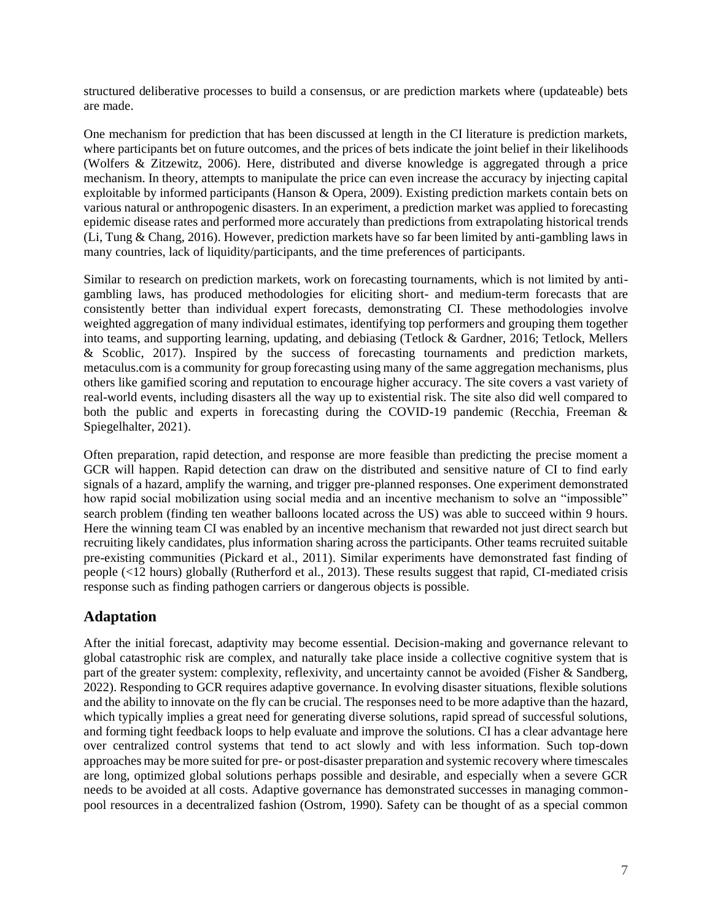structured deliberative processes to build a consensus, or are prediction markets where (updateable) bets are made.

One mechanism for prediction that has been discussed at length in the CI literature is prediction markets, where participants bet on future outcomes, and the prices of bets indicate the joint belief in their likelihoods (Wolfers & Zitzewitz, 2006). Here, distributed and diverse knowledge is aggregated through a price mechanism. In theory, attempts to manipulate the price can even increase the accuracy by injecting capital exploitable by informed participants (Hanson & Opera, 2009). Existing prediction markets contain bets on various natural or anthropogenic disasters. In an experiment, a prediction market was applied to forecasting epidemic disease rates and performed more accurately than predictions from extrapolating historical trends (Li, Tung & Chang, 2016). However, prediction markets have so far been limited by anti-gambling laws in many countries, lack of liquidity/participants, and the time preferences of participants.

Similar to research on prediction markets, work on forecasting tournaments, which is not limited by anti-gambling laws, has produced methodologies for eliciting short- and medium-term forecasts that are consistently better than individual expert forecasts, demonstrating CI. These methodologies involve weighted aggregation of many individual estimates, identifying top performers and grouping them together into teams, and supporting learning, updating, and debiasing (Tetlock & Gardner, 2016; Tetlock, Mellers & Scoblic, 2017). Inspired by the success of forecasting tournaments and prediction markets, metaculus.com is a community for group forecasting using many of the same aggregation mechanisms, plus others like gamified scoring and reputation to encourage higher accuracy. The site covers a vast variety of real-world events, including disasters all the way up to existential risk. The site also did well compared to both the public and experts in forecasting during the COVID-19 pandemic (Recchia, Freeman & Spiegelhalter, 2021).

Often preparation, rapid detection, and response are more feasible than predicting the precise moment a GCR will happen. Rapid detection can draw on the distributed and sensitive nature of CI to find early signals of a hazard, amplify the warning, and trigger pre-planned responses. One experiment demonstrated how rapid social mobilization using social media and an incentive mechanism to solve an "impossible" search problem (finding ten weather balloons located across the US) was able to succeed within 9 hours. Here the winning team CI was enabled by an incentive mechanism that rewarded not just direct search but recruiting likely candidates, plus information sharing across the participants. Other teams recruited suitable pre-existing communities (Pickard et al., 2011). Similar experiments have demonstrated fast finding of people (<12 hours) globally (Rutherford et al., 2013). These results suggest that rapid, CI-mediated crisis response such as finding pathogen carriers or dangerous objects is possible.

## Adaptation

After the initial forecast, adaptivity may become essential. Decision-making and governance relevant to global catastrophic risk are complex, and naturally take place inside a collective cognitive system that is part of the greater system: complexity, reflexivity, and uncertainty cannot be avoided (Fisher & Sandberg, 2022). Responding to GCR requires adaptive governance. In evolving disaster situations, flexible solutions and the ability to innovate on the fly can be crucial. The responses need to be more adaptive than the hazard, which typically implies a great need for generating diverse solutions, rapid spread of successful solutions, and forming tight feedback loops to help evaluate and improve the solutions. CI has a clear advantage here over centralized control systems that tend to act slowly and with less information. Such top-down approaches may be more suited for pre- or post-disaster preparation and systemic recovery where timescales are long, optimized global solutions perhaps possible and desirable, and especially when a severe GCR needs to be avoided at all costs. Adaptive governance has demonstrated successes in managing common-pool resources in a decentralized fashion (Ostrom, 1990). Safety can be thought of as a special common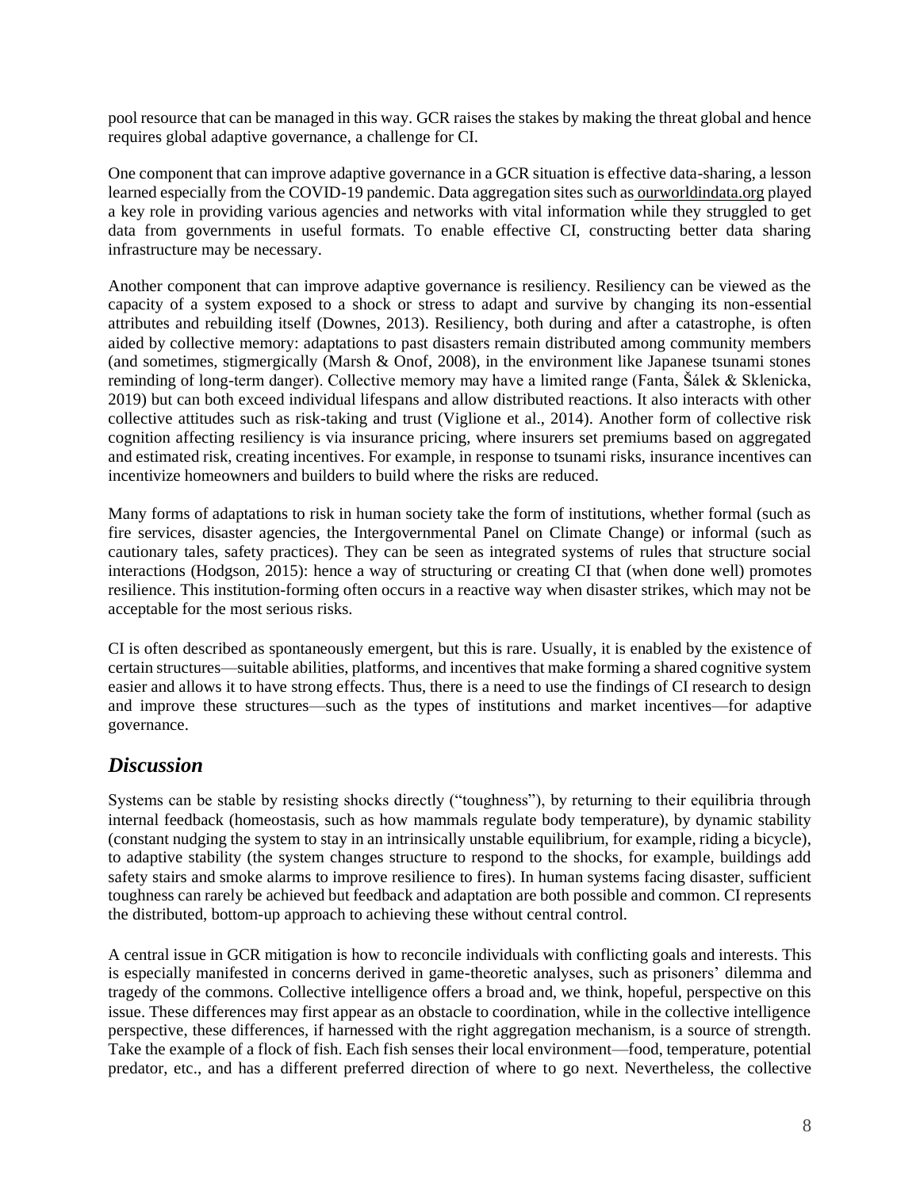pool resource that can be managed in this way. GCR raises the stakes by making the threat global and hence requires global adaptive governance, a challenge for CI.

One component that can improve adaptive governance in a GCR situation is effective data-sharing, a lesson learned especially from the COVID-19 pandemic. Data aggregation sites such as ourworldindata.org played a key role in providing various agencies and networks with vital information while they struggled to get data from governments in useful formats. To enable effective CI, constructing better data sharing infrastructure may be necessary.

Another component that can improve adaptive governance is resiliency. Resiliency can be viewed as the capacity of a system exposed to a shock or stress to adapt and survive by changing its non-essential attributes and rebuilding itself (Downes, 2013). Resiliency, both during and after a catastrophe, is often aided by collective memory: adaptations to past disasters remain distributed among community members (and sometimes, stigmergically (Marsh & Onof, 2008), in the environment like Japanese tsunami stones reminding of long-term danger). Collective memory may have a limited range (Fanta, Šálek & Sklenicka, 2019) but can both exceed individual lifespans and allow distributed reactions. It also interacts with other collective attitudes such as risk-taking and trust (Viglione et al., 2014). Another form of collective risk cognition affecting resiliency is via insurance pricing, where insurers set premiums based on aggregated and estimated risk, creating incentives. For example, in response to tsunami risks, insurance incentives can incentivize homeowners and builders to build where the risks are reduced.

Many forms of adaptations to risk in human society take the form of institutions, whether formal (such as fire services, disaster agencies, the Intergovernmental Panel on Climate Change) or informal (such as cautionary tales, safety practices). They can be seen as integrated systems of rules that structure social interactions (Hodgson, 2015): hence a way of structuring or creating CI that (when done well) promotes resilience. This institution-forming often occurs in a reactive way when disaster strikes, which may not be acceptable for the most serious risks.

CI is often described as spontaneously emergent, but this is rare. Usually, it is enabled by the existence of certain structures—suitable abilities, platforms, and incentives that make forming a shared cognitive system easier and allows it to have strong effects. Thus, there is a need to use the findings of CI research to design and improve these structures—such as the types of institutions and market incentives—for adaptive governance.

## *Discussion*

Systems can be stable by resisting shocks directly ("toughness"), by returning to their equilibria through internal feedback (homeostasis, such as how mammals regulate body temperature), by dynamic stability (constant nudging the system to stay in an intrinsically unstable equilibrium, for example, riding a bicycle), to adaptive stability (the system changes structure to respond to the shocks, for example, buildings add safety stairs and smoke alarms to improve resilience to fires). In human systems facing disaster, sufficient toughness can rarely be achieved but feedback and adaptation are both possible and common. CI represents the distributed, bottom-up approach to achieving these without central control.

A central issue in GCR mitigation is how to reconcile individuals with conflicting goals and interests. This is especially manifested in concerns derived in game-theoretic analyses, such as prisoners' dilemma and tragedy of the commons. Collective intelligence offers a broad and, we think, hopeful, perspective on this issue. These differences may first appear as an obstacle to coordination, while in the collective intelligence perspective, these differences, if harnessed with the right aggregation mechanism, is a source of strength. Take the example of a flock of fish. Each fish senses their local environment—food, temperature, potential predator, etc., and has a different preferred direction of where to go next. Nevertheless, the collective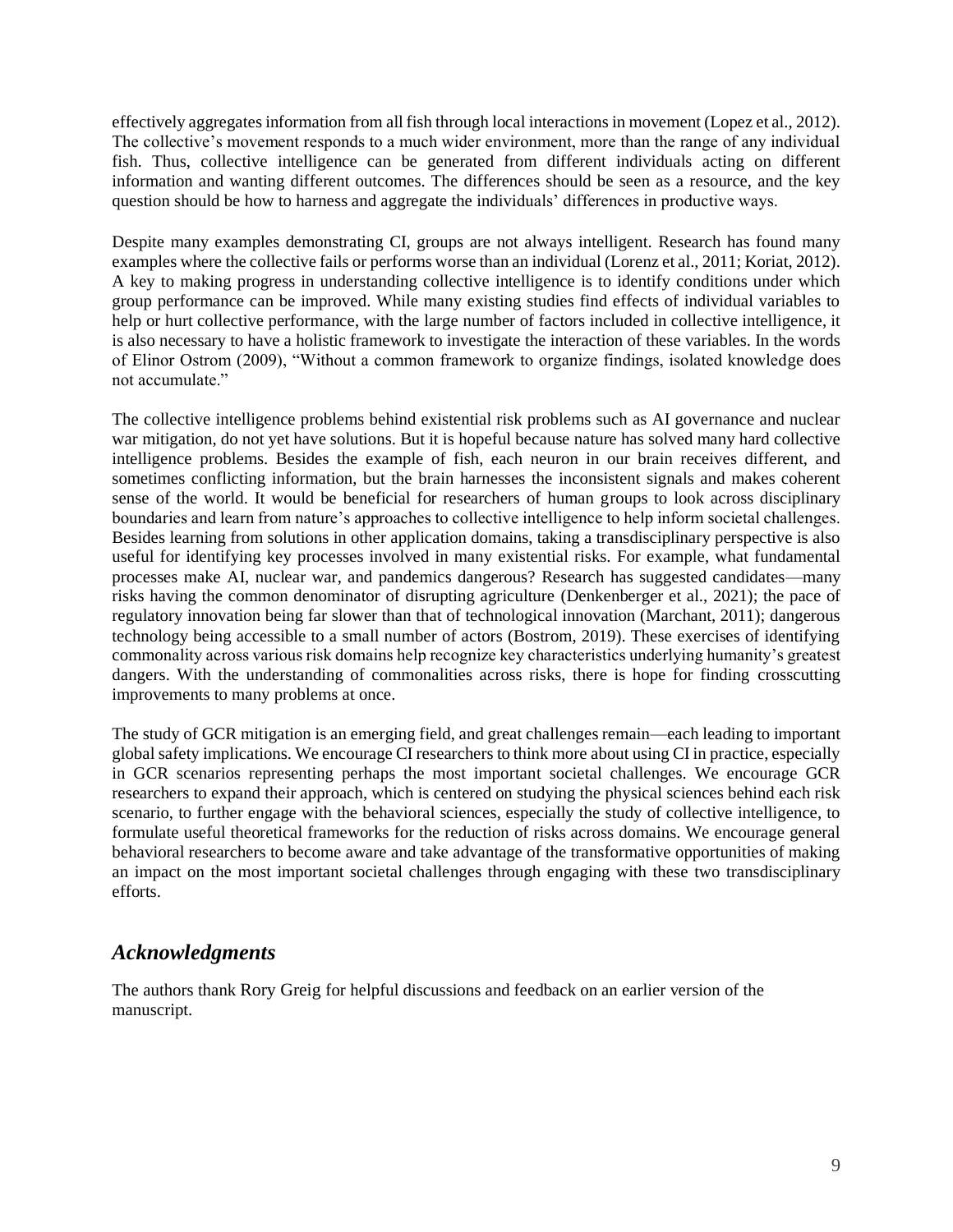effectively aggregates information from all fish through local interactions in movement (Lopez et al., 2012). The collective's movement responds to a much wider environment, more than the range of any individual fish. Thus, collective intelligence can be generated from different individuals acting on different information and wanting different outcomes. The differences should be seen as a resource, and the key question should be how to harness and aggregate the individuals' differences in productive ways.

Despite many examples demonstrating CI, groups are not always intelligent. Research has found many examples where the collective fails or performs worse than an individual (Lorenz et al., 2011; Koriat, 2012). A key to making progress in understanding collective intelligence is to identify conditions under which group performance can be improved. While many existing studies find effects of individual variables to help or hurt collective performance, with the large number of factors included in collective intelligence, it is also necessary to have a holistic framework to investigate the interaction of these variables. In the words of Elinor Ostrom (2009), "Without a common framework to organize findings, isolated knowledge does not accumulate."

The collective intelligence problems behind existential risk problems such as AI governance and nuclear war mitigation, do not yet have solutions. But it is hopeful because nature has solved many hard collective intelligence problems. Besides the example of fish, each neuron in our brain receives different, and sometimes conflicting information, but the brain harnesses the inconsistent signals and makes coherent sense of the world. It would be beneficial for researchers of human groups to look across disciplinary boundaries and learn from nature's approaches to collective intelligence to help inform societal challenges. Besides learning from solutions in other application domains, taking a transdisciplinary perspective is also useful for identifying key processes involved in many existential risks. For example, what fundamental processes make AI, nuclear war, and pandemics dangerous? Research has suggested candidates—many risks having the common denominator of disrupting agriculture (Denkenberger et al., 2021); the pace of regulatory innovation being far slower than that of technological innovation (Marchant, 2011); dangerous technology being accessible to a small number of actors (Bostrom, 2019). These exercises of identifying commonality across various risk domains help recognize key characteristics underlying humanity's greatest dangers. With the understanding of commonalities across risks, there is hope for finding crosscutting improvements to many problems at once.

The study of GCR mitigation is an emerging field, and great challenges remain—each leading to important global safety implications. We encourage CI researchers to think more about using CI in practice, especially in GCR scenarios representing perhaps the most important societal challenges. We encourage GCR researchers to expand their approach, which is centered on studying the physical sciences behind each risk scenario, to further engage with the behavioral sciences, especially the study of collective intelligence, to formulate useful theoretical frameworks for the reduction of risks across domains. We encourage general behavioral researchers to become aware and take advantage of the transformative opportunities of making an impact on the most important societal challenges through engaging with these two transdisciplinary efforts.

## *Acknowledgments*

The authors thank Rory Greig for helpful discussions and feedback on an earlier version of the manuscript.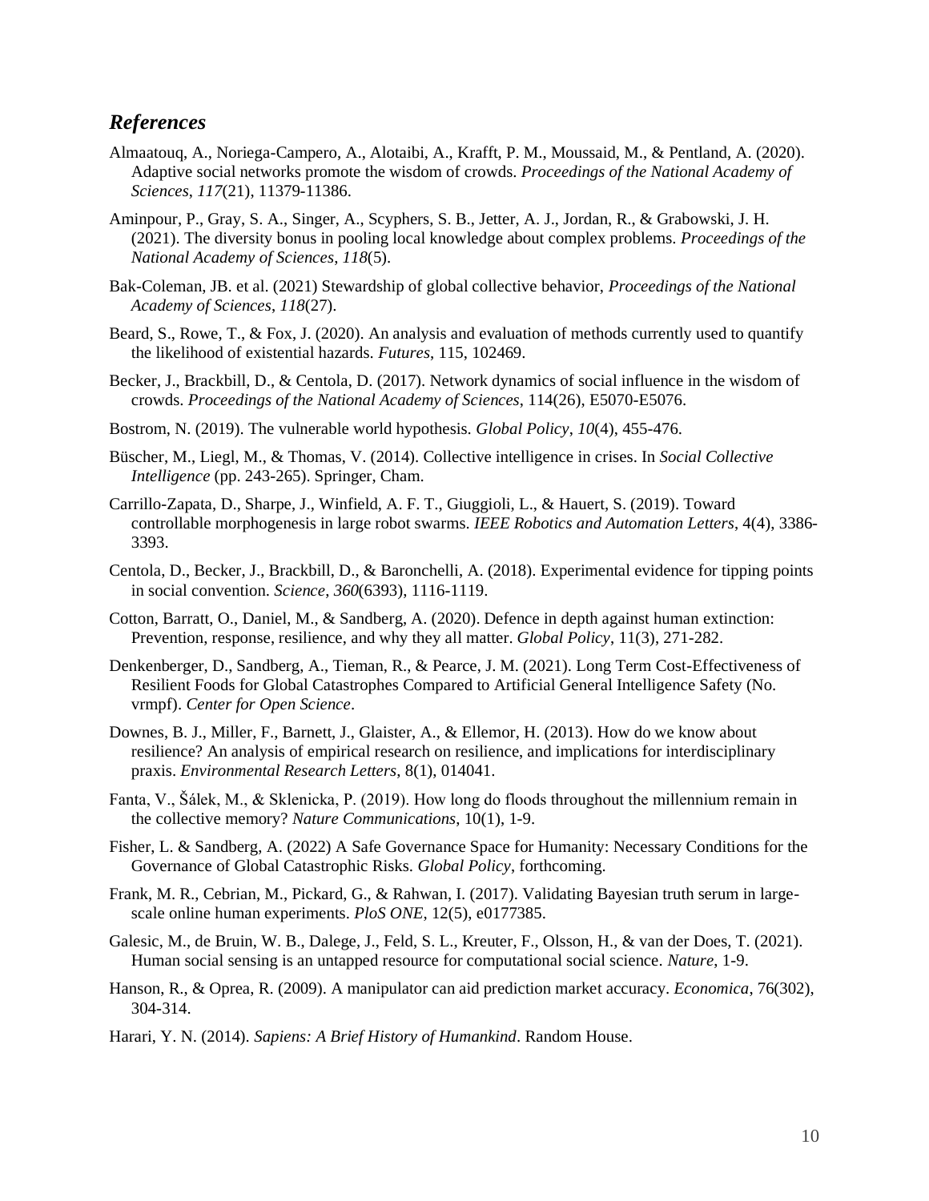## *References*

Almaatouq, A., Noriega-Campero, A., Alotaibi, A., Krafft, P. M., Moussaid, M., & Pentland, A. (2020). Adaptive social networks promote the wisdom of crowds. *Proceedings of the National Academy of Sciences*, *117*(21), 11379-11386.

Aminpour, P., Gray, S. A., Singer, A., Scyphers, S. B., Jetter, A. J., Jordan, R., & Grabowski, J. H. (2021). The diversity bonus in pooling local knowledge about complex problems. *Proceedings of the National Academy of Sciences*, *118*(5).

Bak-Coleman, JB. et al. (2021) Stewardship of global collective behavior, *Proceedings of the National Academy of Sciences*, *118*(27).

Beard, S., Rowe, T., & Fox, J. (2020). An analysis and evaluation of methods currently used to quantify the likelihood of existential hazards. *Futures*, 115, 102469.

Becker, J., Brackbill, D., & Centola, D. (2017). Network dynamics of social influence in the wisdom of crowds. *Proceedings of the National Academy of Sciences*, 114(26), E5070-E5076.

Bostrom, N. (2019). The vulnerable world hypothesis. *Global Policy*, *10*(4), 455-476.

Büscher, M., Liegl, M., & Thomas, V. (2014). Collective intelligence in crises. In *Social Collective Intelligence* (pp. 243-265). Springer, Cham.

Carrillo-Zapata, D., Sharpe, J., Winfield, A. F. T., Giuggioli, L., & Hauert, S. (2019). Toward controllable morphogenesis in large robot swarms. *IEEE Robotics and Automation Letters*, 4(4), 3386-3393.

Centola, D., Becker, J., Brackbill, D., & Baronchelli, A. (2018). Experimental evidence for tipping points in social convention. *Science*, *360*(6393), 1116-1119.

Cotton, Barratt, O., Daniel, M., & Sandberg, A. (2020). Defence in depth against human extinction: Prevention, response, resilience, and why they all matter. *Global Policy*, 11(3), 271-282.

Denkenberger, D., Sandberg, A., Tieman, R., & Pearce, J. M. (2021). Long Term Cost-Effectiveness of Resilient Foods for Global Catastrophes Compared to Artificial General Intelligence Safety (No. vrmpf). *Center for Open Science*.

Downes, B. J., Miller, F., Barnett, J., Glaister, A., & Ellemor, H. (2013). How do we know about resilience? An analysis of empirical research on resilience, and implications for interdisciplinary praxis. *Environmental Research Letters*, 8(1), 014041.

Fanta, V., Šálek, M., & Sklenicka, P. (2019). How long do floods throughout the millennium remain in the collective memory? *Nature Communications*, 10(1), 1-9.

Fisher, L. & Sandberg, A. (2022) A Safe Governance Space for Humanity: Necessary Conditions for the Governance of Global Catastrophic Risks. *Global Policy*, forthcoming.

Frank, M. R., Cebrian, M., Pickard, G., & Rahwan, I. (2017). Validating Bayesian truth serum in large-scale online human experiments. *PloS ONE*, 12(5), e0177385.

Galesic, M., de Bruin, W. B., Dalege, J., Feld, S. L., Kreuter, F., Olsson, H., & van der Does, T. (2021). Human social sensing is an untapped resource for computational social science. *Nature*, 1-9.

Hanson, R., & Oprea, R. (2009). A manipulator can aid prediction market accuracy. *Economica*, 76(302), 304-314.

Harari, Y. N. (2014). *Sapiens: A Brief History of Humankind*. Random House.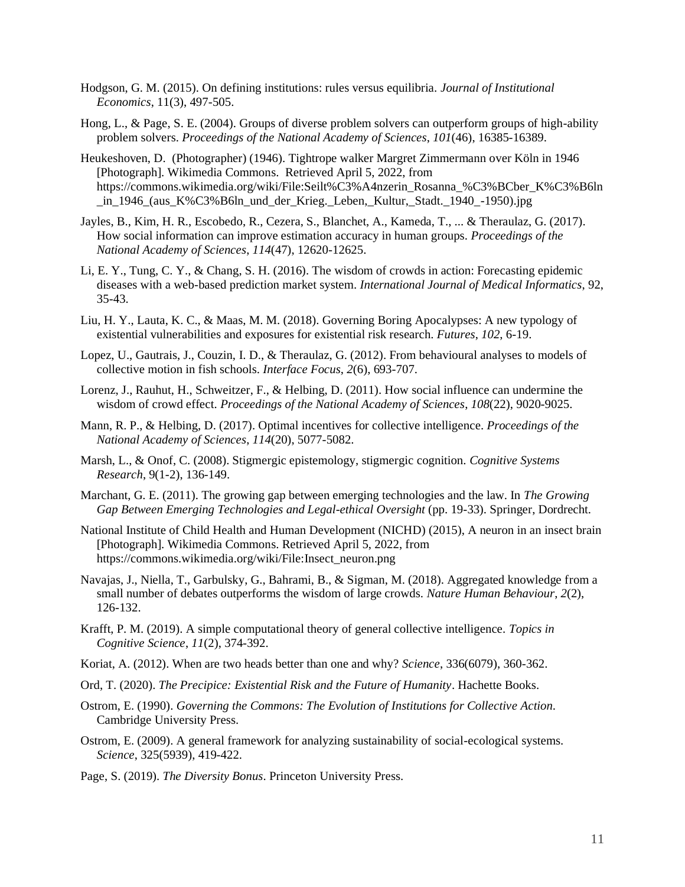Hodgson, G. M. (2015). On defining institutions: rules versus equilibria. *Journal of Institutional Economics*, 11(3), 497-505.

Hong, L., & Page, S. E. (2004). Groups of diverse problem solvers can outperform groups of high-ability problem solvers. *Proceedings of the National Academy of Sciences*, *101*(46), 16385-16389.

Heukeshoven, D. (Photographer) (1946). Tightrope walker Margret Zimmermann over Köln in 1946 [Photograph]. Wikimedia Commons. Retrieved April 5, 2022, from https://commons.wikimedia.org/wiki/File:Seilt%C3%A4nzerin_Rosanna_%C3%BCber_K%C3%B6ln_in_1946_(aus_K%C3%B6ln_und_der_Krieg._Leben,_Kultur,_Stadt._1940_-1950).jpg

Jayles, B., Kim, H. R., Escobedo, R., Cezera, S., Blanchet, A., Kameda, T., ... & Theraulaz, G. (2017). How social information can improve estimation accuracy in human groups. *Proceedings of the National Academy of Sciences*, *114*(47), 12620-12625.

Li, E. Y., Tung, C. Y., & Chang, S. H. (2016). The wisdom of crowds in action: Forecasting epidemic diseases with a web-based prediction market system. *International Journal of Medical Informatics*, 92, 35-43.

Liu, H. Y., Lauta, K. C., & Maas, M. M. (2018). Governing Boring Apocalypses: A new typology of existential vulnerabilities and exposures for existential risk research. *Futures*, *102*, 6-19.

Lopez, U., Gautrais, J., Couzin, I. D., & Theraulaz, G. (2012). From behavioural analyses to models of collective motion in fish schools. *Interface Focus*, *2*(6), 693-707.

Lorenz, J., Rauhut, H., Schweitzer, F., & Helbing, D. (2011). How social influence can undermine the wisdom of crowd effect. *Proceedings of the National Academy of Sciences*, *108*(22), 9020-9025.

Mann, R. P., & Helbing, D. (2017). Optimal incentives for collective intelligence. *Proceedings of the National Academy of Sciences*, *114*(20), 5077-5082.

Marsh, L., & Onof, C. (2008). Stigmergic epistemology, stigmergic cognition. *Cognitive Systems Research*, 9(1-2), 136-149.

Marchant, G. E. (2011). The growing gap between emerging technologies and the law. In *The Growing Gap Between Emerging Technologies and Legal-ethical Oversight* (pp. 19-33). Springer, Dordrecht.

National Institute of Child Health and Human Development (NICHD) (2015), A neuron in an insect brain [Photograph]. Wikimedia Commons. Retrieved April 5, 2022, from https://commons.wikimedia.org/wiki/File:Insect_neuron.png

Navajas, J., Niella, T., Garbulsky, G., Bahrami, B., & Sigman, M. (2018). Aggregated knowledge from a small number of debates outperforms the wisdom of large crowds. *Nature Human Behaviour*, *2*(2), 126-132.

Krafft, P. M. (2019). A simple computational theory of general collective intelligence. *Topics in Cognitive Science*, *11*(2), 374-392.

Koriat, A. (2012). When are two heads better than one and why? *Science*, 336(6079), 360-362.

Ord, T. (2020). *The Precipice: Existential Risk and the Future of Humanity*. Hachette Books.

Ostrom, E. (1990). *Governing the Commons: The Evolution of Institutions for Collective Action.* Cambridge University Press.

Ostrom, E. (2009). A general framework for analyzing sustainability of social-ecological systems. *Science*, 325(5939), 419-422.

Page, S. (2019). *The Diversity Bonus*. Princeton University Press.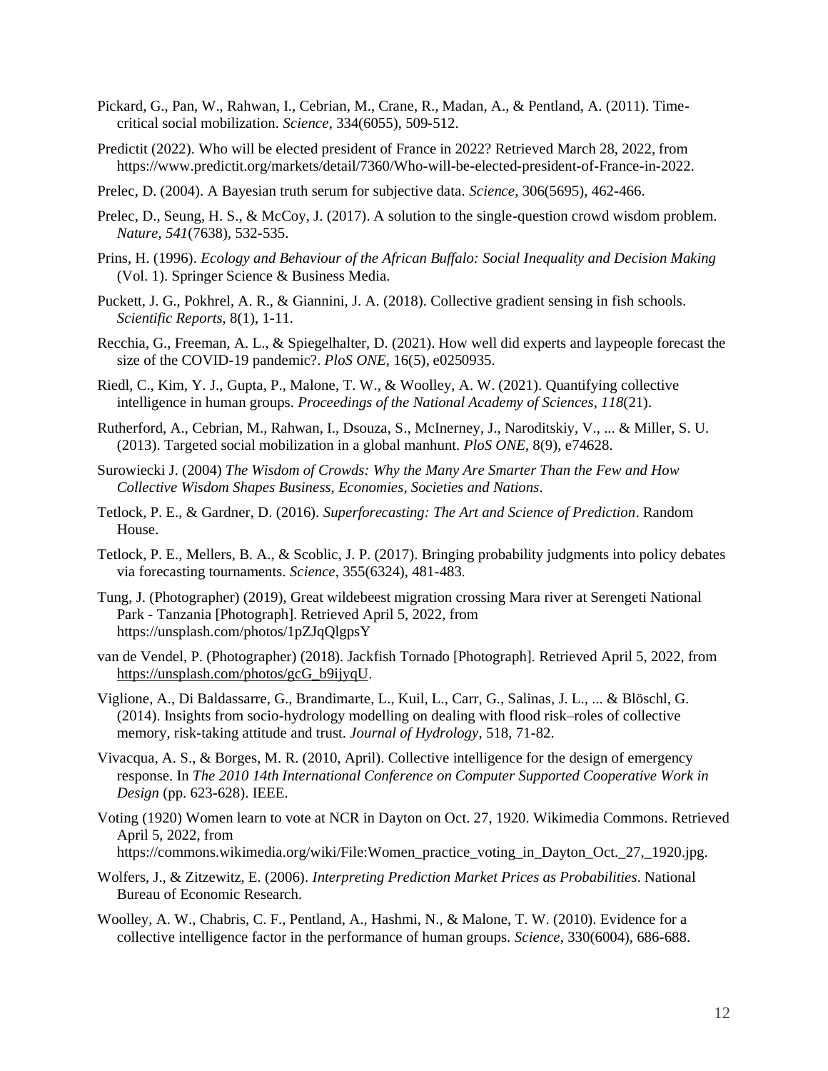Pickard, G., Pan, W., Rahwan, I., Cebrian, M., Crane, R., Madan, A., & Pentland, A. (2011). Time-critical social mobilization. *Science*, 334(6055), 509-512.

Predictit (2022). Who will be elected president of France in 2022? Retrieved March 28, 2022, from https://www.predictit.org/markets/detail/7360/Who-will-be-elected-president-of-France-in-2022.

Prelec, D. (2004). A Bayesian truth serum for subjective data. *Science*, 306(5695), 462-466.

Prelec, D., Seung, H. S., & McCoy, J. (2017). A solution to the single-question crowd wisdom problem. *Nature*, *541*(7638), 532-535.

Prins, H. (1996). *Ecology and Behaviour of the African Buffalo: Social Inequality and Decision Making* (Vol. 1). Springer Science & Business Media.

Puckett, J. G., Pokhrel, A. R., & Giannini, J. A. (2018). Collective gradient sensing in fish schools. *Scientific Reports*, 8(1), 1-11.

Recchia, G., Freeman, A. L., & Spiegelhalter, D. (2021). How well did experts and laypeople forecast the size of the COVID-19 pandemic?. *PloS ONE*, 16(5), e0250935.

Riedl, C., Kim, Y. J., Gupta, P., Malone, T. W., & Woolley, A. W. (2021). Quantifying collective intelligence in human groups. *Proceedings of the National Academy of Sciences*, *118*(21).

Rutherford, A., Cebrian, M., Rahwan, I., Dsouza, S., McInerney, J., Naroditskiy, V., ... & Miller, S. U. (2013). Targeted social mobilization in a global manhunt. *PloS ONE*, 8(9), e74628.

Surowiecki J. (2004) *The Wisdom of Crowds: Why the Many Are Smarter Than the Few and How Collective Wisdom Shapes Business, Economies, Societies and Nations*.

Tetlock, P. E., & Gardner, D. (2016). *Superforecasting: The Art and Science of Prediction*. Random House.

Tetlock, P. E., Mellers, B. A., & Scoblic, J. P. (2017). Bringing probability judgments into policy debates via forecasting tournaments. *Science*, 355(6324), 481-483.

Tung, J. (Photographer) (2019), Great wildebeest migration crossing Mara river at Serengeti National Park - Tanzania [Photograph]. Retrieved April 5, 2022, from https://unsplash.com/photos/1pZJqQlgpsY

van de Vendel, P. (Photographer) (2018). Jackfish Tornado [Photograph]. Retrieved April 5, 2022, from https://unsplash.com/photos/gcG_b9ijyqU.

Viglione, A., Di Baldassarre, G., Brandimarte, L., Kuil, L., Carr, G., Salinas, J. L., ... & Blöschl, G. (2014). Insights from socio-hydrology modelling on dealing with flood risk–roles of collective memory, risk-taking attitude and trust. *Journal of Hydrology*, 518, 71-82.

Vivacqua, A. S., & Borges, M. R. (2010, April). Collective intelligence for the design of emergency response. In *The 2010 14th International Conference on Computer Supported Cooperative Work in Design* (pp. 623-628). IEEE.

Voting (1920) Women learn to vote at NCR in Dayton on Oct. 27, 1920. Wikimedia Commons. Retrieved April 5, 2022, from https://commons.wikimedia.org/wiki/File:Women_practice_voting_in_Dayton_Oct._27,_1920.jpg.

Wolfers, J., & Zitzewitz, E. (2006). *Interpreting Prediction Market Prices as Probabilities*. National Bureau of Economic Research.

Woolley, A. W., Chabris, C. F., Pentland, A., Hashmi, N., & Malone, T. W. (2010). Evidence for a collective intelligence factor in the performance of human groups. *Science*, 330(6004), 686-688.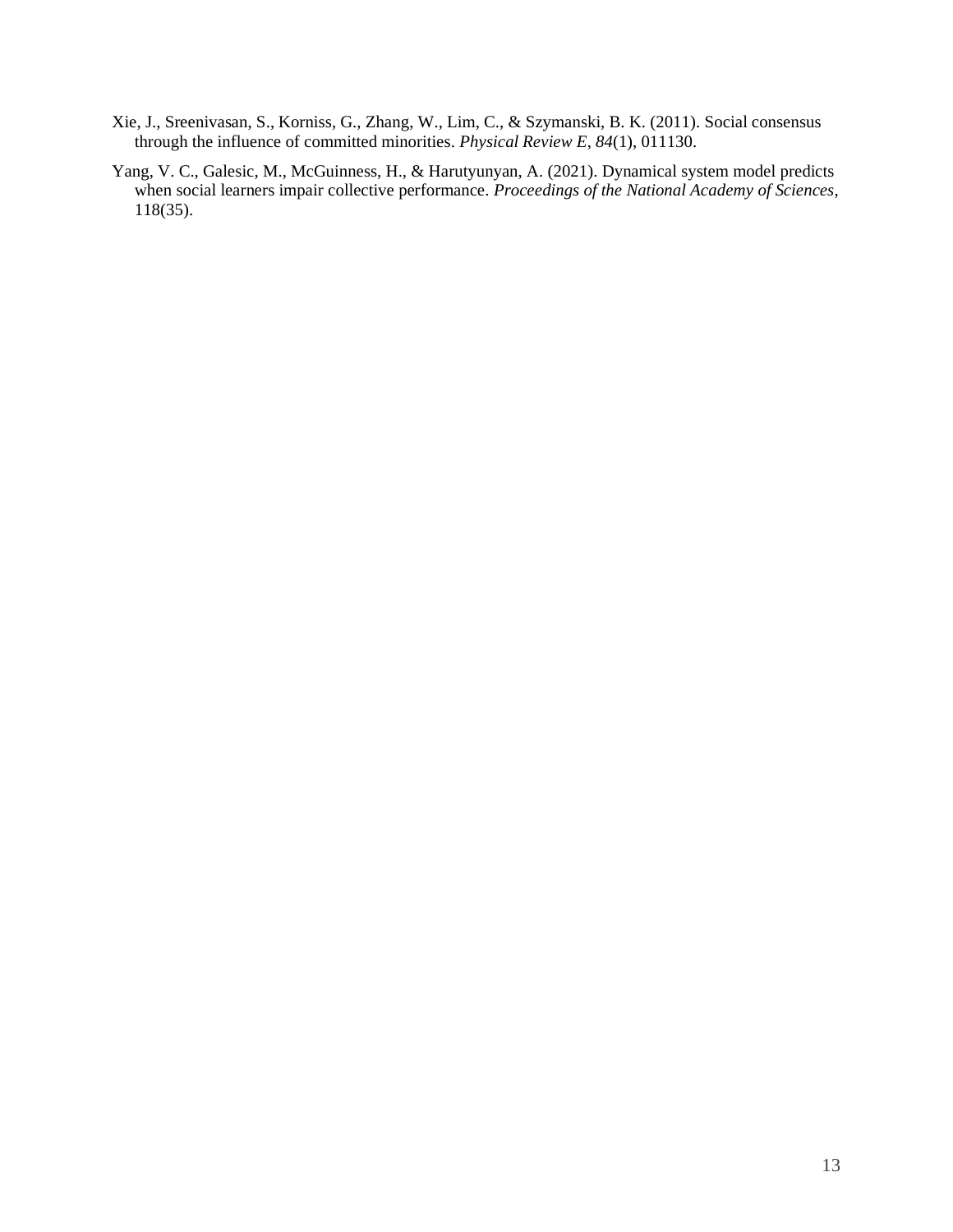Xie, J., Sreenivasan, S., Korniss, G., Zhang, W., Lim, C., & Szymanski, B. K. (2011). Social consensus through the influence of committed minorities. *Physical Review E*, *84*(1), 011130.

Yang, V. C., Galesic, M., McGuinness, H., & Harutyunyan, A. (2021). Dynamical system model predicts when social learners impair collective performance. *Proceedings of the National Academy of Sciences*, 118(35).